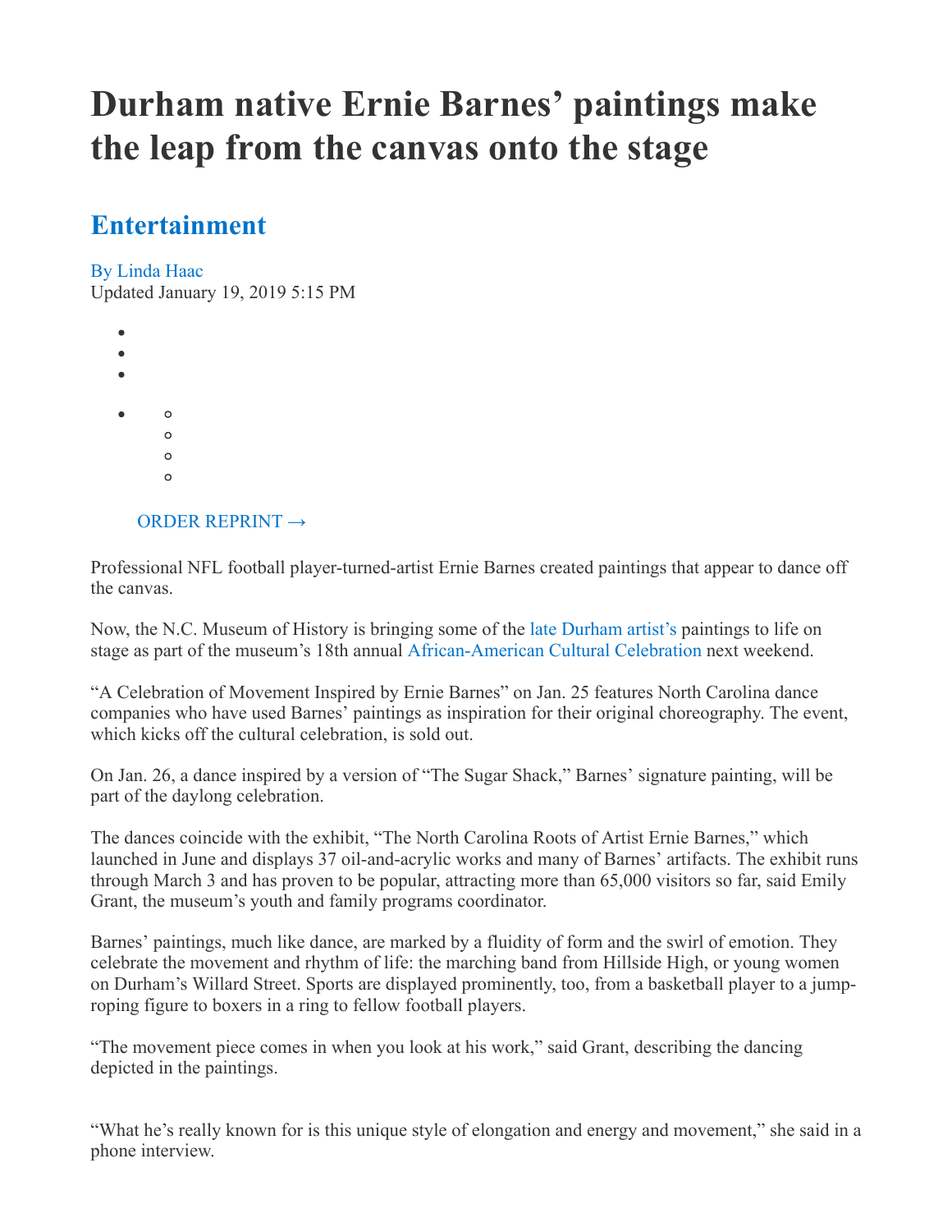# Durham native Ernie Barnes' paintings make the leap from the canvas onto the stage

## Entertainment

By Linda Haac
Updated January 19, 2019 5:15 PM

ORDER REPRINT →

Professional NFL football player-turned-artist Ernie Barnes created paintings that appear to dance off the canvas.

Now, the N.C. Museum of History is bringing some of the late Durham artist's paintings to life on stage as part of the museum's 18th annual African-American Cultural Celebration next weekend.

"A Celebration of Movement Inspired by Ernie Barnes" on Jan. 25 features North Carolina dance companies who have used Barnes' paintings as inspiration for their original choreography. The event, which kicks off the cultural celebration, is sold out.

On Jan. 26, a dance inspired by a version of "The Sugar Shack," Barnes' signature painting, will be part of the daylong celebration.

The dances coincide with the exhibit, "The North Carolina Roots of Artist Ernie Barnes," which launched in June and displays 37 oil-and-acrylic works and many of Barnes' artifacts. The exhibit runs through March 3 and has proven to be popular, attracting more than 65,000 visitors so far, said Emily Grant, the museum's youth and family programs coordinator.

Barnes' paintings, much like dance, are marked by a fluidity of form and the swirl of emotion. They celebrate the movement and rhythm of life: the marching band from Hillside High, or young women on Durham's Willard Street. Sports are displayed prominently, too, from a basketball player to a jump-roping figure to boxers in a ring to fellow football players.

"The movement piece comes in when you look at his work," said Grant, describing the dancing depicted in the paintings.

"What he's really known for is this unique style of elongation and energy and movement," she said in a phone interview.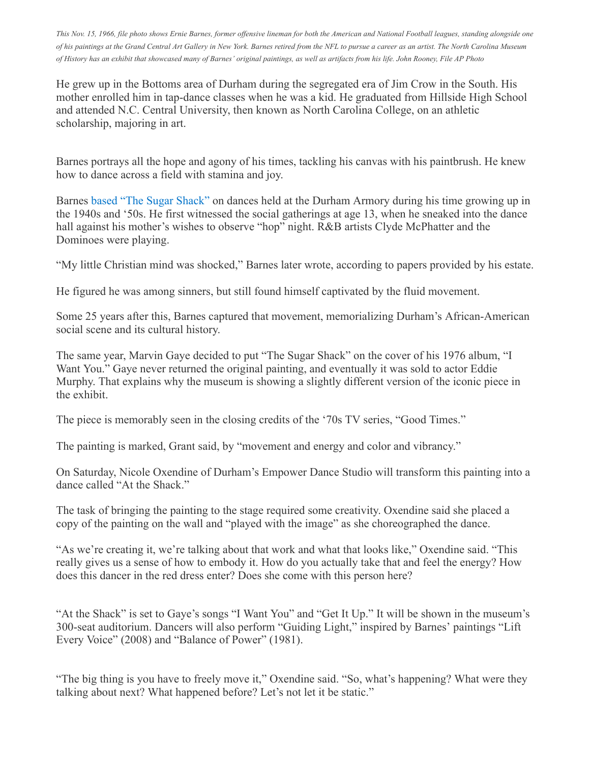*This Nov. 15, 1966, file photo shows Ernie Barnes, former offensive lineman for both the American and National Football leagues, standing alongside one of his paintings at the Grand Central Art Gallery in New York. Barnes retired from the NFL to pursue a career as an artist. The North Carolina Museum of History has an exhibit that showcased many of Barnes' original paintings, as well as artifacts from his life. John Rooney, File AP Photo*

He grew up in the Bottoms area of Durham during the segregated era of Jim Crow in the South. His mother enrolled him in tap-dance classes when he was a kid. He graduated from Hillside High School and attended N.C. Central University, then known as North Carolina College, on an athletic scholarship, majoring in art.

Barnes portrays all the hope and agony of his times, tackling his canvas with his paintbrush. He knew how to dance across a field with stamina and joy.

Barnes based "The Sugar Shack" on dances held at the Durham Armory during his time growing up in the 1940s and '50s. He first witnessed the social gatherings at age 13, when he sneaked into the dance hall against his mother's wishes to observe "hop" night. R&B artists Clyde McPhatter and the Dominoes were playing.

"My little Christian mind was shocked," Barnes later wrote, according to papers provided by his estate.

He figured he was among sinners, but still found himself captivated by the fluid movement.

Some 25 years after this, Barnes captured that movement, memorializing Durham's African-American social scene and its cultural history.

The same year, Marvin Gaye decided to put "The Sugar Shack" on the cover of his 1976 album, "I Want You." Gaye never returned the original painting, and eventually it was sold to actor Eddie Murphy. That explains why the museum is showing a slightly different version of the iconic piece in the exhibit.

The piece is memorably seen in the closing credits of the '70s TV series, "Good Times."

The painting is marked, Grant said, by "movement and energy and color and vibrancy."

On Saturday, Nicole Oxendine of Durham's Empower Dance Studio will transform this painting into a dance called "At the Shack."

The task of bringing the painting to the stage required some creativity. Oxendine said she placed a copy of the painting on the wall and "played with the image" as she choreographed the dance.

"As we're creating it, we're talking about that work and what that looks like," Oxendine said. "This really gives us a sense of how to embody it. How do you actually take that and feel the energy? How does this dancer in the red dress enter? Does she come with this person here?

"At the Shack" is set to Gaye's songs "I Want You" and "Get It Up." It will be shown in the museum's 300-seat auditorium. Dancers will also perform "Guiding Light," inspired by Barnes' paintings "Lift Every Voice" (2008) and "Balance of Power" (1981).

"The big thing is you have to freely move it," Oxendine said. "So, what's happening? What were they talking about next? What happened before? Let's not let it be static."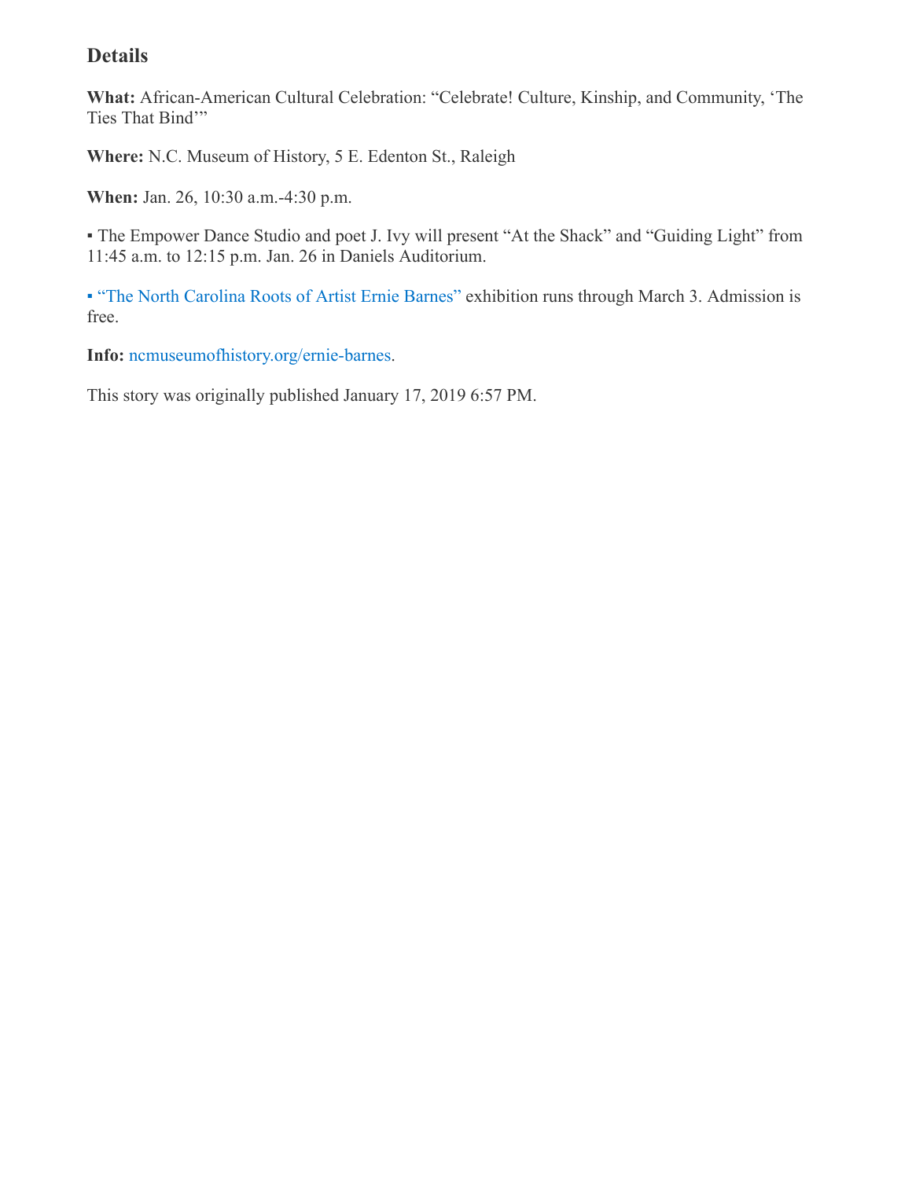## Details

**What:** African-American Cultural Celebration: “Celebrate! Culture, Kinship, and Community, ‘The Ties That Bind’”

**Where:** N.C. Museum of History, 5 E. Edenton St., Raleigh

**When:** Jan. 26, 10:30 a.m.-4:30 p.m.

▪ The Empower Dance Studio and poet J. Ivy will present “At the Shack” and “Guiding Light” from 11:45 a.m. to 12:15 p.m. Jan. 26 in Daniels Auditorium.

▪ “The North Carolina Roots of Artist Ernie Barnes” exhibition runs through March 3. Admission is free.

**Info:** ncmuseumofhistory.org/ernie-barnes.

This story was originally published January 17, 2019 6:57 PM.